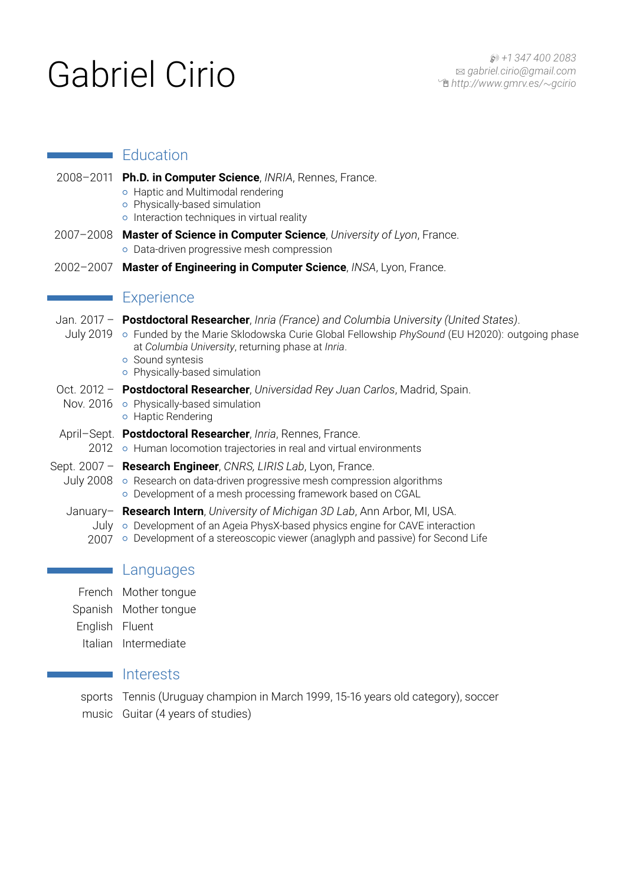# Gabriel Cirio

+1 347 400 2083
gabriel.cirio@gmail.com
http://www.gmrv.es/∼gcirio

## Education

2008–2011 **Ph.D. in Computer Science**, *INRIA*, Rennes, France.
- Haptic and Multimodal rendering
- Physically-based simulation
- Interaction techniques in virtual reality

2007–2008 **Master of Science in Computer Science**, *University of Lyon*, France.
- Data-driven progressive mesh compression

2002–2007 **Master of Engineering in Computer Science**, *INSA*, Lyon, France.

## Experience

Jan. 2017 – July 2019 **Postdoctoral Researcher**, *Inria (France) and Columbia University (United States)*.
- Funded by the Marie Sklodowska Curie Global Fellowship *PhySound* (EU H2020): outgoing phase at *Columbia University*, returning phase at *Inria*.
- Sound syntesis
- Physically-based simulation

Oct. 2012 – Nov. 2016 **Postdoctoral Researcher**, *Universidad Rey Juan Carlos*, Madrid, Spain.
- Physically-based simulation
- Haptic Rendering

April–Sept. 2012 **Postdoctoral Researcher**, *Inria*, Rennes, France.
- Human locomotion trajectories in real and virtual environments

Sept. 2007 – July 2008 **Research Engineer**, *CNRS, LIRIS Lab*, Lyon, France.
- Research on data-driven progressive mesh compression algorithms
- Development of a mesh processing framework based on CGAL

January–July 2007 **Research Intern**, *University of Michigan 3D Lab*, Ann Arbor, MI, USA.
- Development of an Ageia PhysX-based physics engine for CAVE interaction
- Development of a stereoscopic viewer (anaglyph and passive) for Second Life

## Languages

French Mother tongue
Spanish Mother tongue
English Fluent
Italian Intermediate

## Interests

sports Tennis (Uruguay champion in March 1999, 15-16 years old category), soccer
music Guitar (4 years of studies)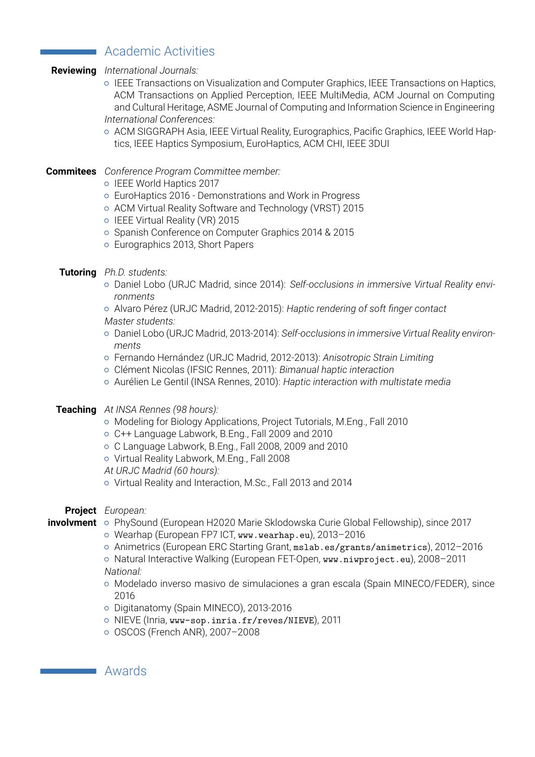## Academic Activities

**Reviewing**

*International Journals:*

- IEEE Transactions on Visualization and Computer Graphics, IEEE Transactions on Haptics, ACM Transactions on Applied Perception, IEEE MultiMedia, ACM Journal on Computing and Cultural Heritage, ASME Journal of Computing and Information Science in Engineering

*International Conferences:*

- ACM SIGGRAPH Asia, IEEE Virtual Reality, Eurographics, Pacific Graphics, IEEE World Haptics, IEEE Haptics Symposium, EuroHaptics, ACM CHI, IEEE 3DUI

**Commitees**

*Conference Program Committee member:*

- IEEE World Haptics 2017
- EuroHaptics 2016 - Demonstrations and Work in Progress
- ACM Virtual Reality Software and Technology (VRST) 2015
- IEEE Virtual Reality (VR) 2015
- Spanish Conference on Computer Graphics 2014 & 2015
- Eurographics 2013, Short Papers

**Tutoring**

*Ph.D. students:*

- Daniel Lobo (URJC Madrid, since 2014): *Self-occlusions in immersive Virtual Reality environments*
- Alvaro Pérez (URJC Madrid, 2012-2015): *Haptic rendering of soft finger contact*

*Master students:*

- Daniel Lobo (URJC Madrid, 2013-2014): *Self-occlusions in immersive Virtual Reality environments*
- Fernando Hernández (URJC Madrid, 2012-2013): *Anisotropic Strain Limiting*
- Clément Nicolas (IFSIC Rennes, 2011): *Bimanual haptic interaction*
- Aurélien Le Gentil (INSA Rennes, 2010): *Haptic interaction with multistate media*

**Teaching**

*At INSA Rennes (98 hours):*

- Modeling for Biology Applications, Project Tutorials, M.Eng., Fall 2010
- C++ Language Labwork, B.Eng., Fall 2009 and 2010
- C Language Labwork, B.Eng., Fall 2008, 2009 and 2010
- Virtual Reality Labwork, M.Eng., Fall 2008

*At URJC Madrid (60 hours):*

- Virtual Reality and Interaction, M.Sc., Fall 2013 and 2014

**Project involvment**

*European:*

- PhySound (European H2020 Marie Sklodowska Curie Global Fellowship), since 2017
- Wearhap (European FP7 ICT, `www.wearhap.eu`), 2013–2016
- Animetrics (European ERC Starting Grant, `mslab.es/grants/animetrics`), 2012–2016
- Natural Interactive Walking (European FET-Open, `www.niwproject.eu`), 2008–2011

*National:*

- Modelado inverso masivo de simulaciones a gran escala (Spain MINECO/FEDER), since 2016
- Digitanatomy (Spain MINECO), 2013-2016
- NIEVE (Inria, `www-sop.inria.fr/reves/NIEVE`), 2011
- OSCOS (French ANR), 2007–2008

## Awards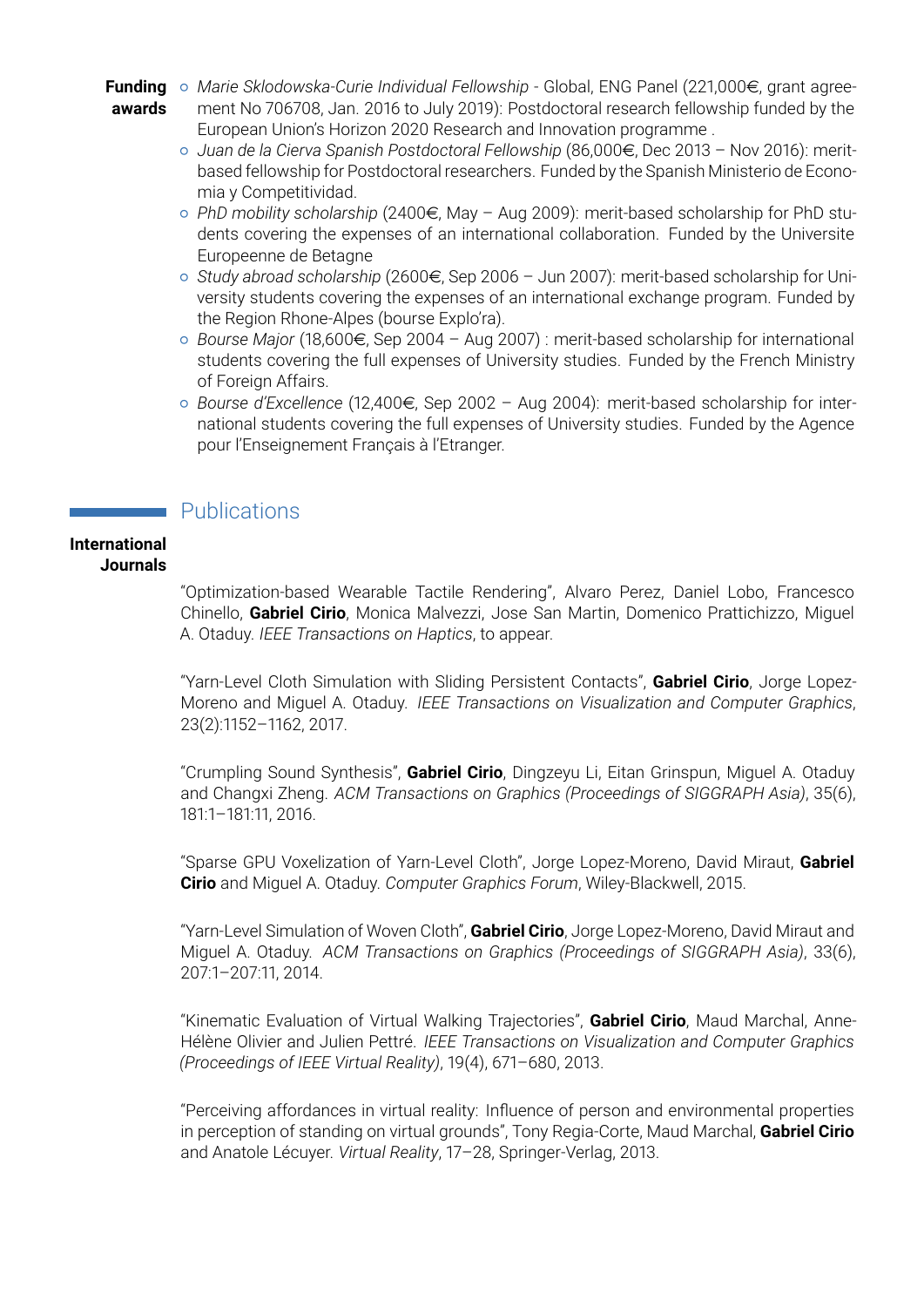**Funding awards**

- *Marie Sklodowska-Curie Individual Fellowship* - Global, ENG Panel (221,000€, grant agreement No 706708, Jan. 2016 to July 2019): Postdoctoral research fellowship funded by the European Union's Horizon 2020 Research and Innovation programme .
- *Juan de la Cierva Spanish Postdoctoral Fellowship* (86,000€, Dec 2013 – Nov 2016): merit-based fellowship for Postdoctoral researchers. Funded by the Spanish Ministerio de Economia y Competitividad.
- *PhD mobility scholarship* (2400€, May – Aug 2009): merit-based scholarship for PhD students covering the expenses of an international collaboration. Funded by the Universite Europeenne de Betagne
- *Study abroad scholarship* (2600€, Sep 2006 – Jun 2007): merit-based scholarship for University students covering the expenses of an international exchange program. Funded by the Region Rhone-Alpes (bourse Explo'ra).
- *Bourse Major* (18,600€, Sep 2004 – Aug 2007) : merit-based scholarship for international students covering the full expenses of University studies. Funded by the French Ministry of Foreign Affairs.
- *Bourse d'Excellence* (12,400€, Sep 2002 – Aug 2004): merit-based scholarship for international students covering the full expenses of University studies. Funded by the Agence pour l'Enseignement Français à l'Etranger.

## Publications

**International Journals**

"Optimization-based Wearable Tactile Rendering", Alvaro Perez, Daniel Lobo, Francesco Chinello, **Gabriel Cirio**, Monica Malvezzi, Jose San Martin, Domenico Prattichizzo, Miguel A. Otaduy. *IEEE Transactions on Haptics*, to appear.

"Yarn-Level Cloth Simulation with Sliding Persistent Contacts", **Gabriel Cirio**, Jorge Lopez-Moreno and Miguel A. Otaduy. *IEEE Transactions on Visualization and Computer Graphics*, 23(2):1152–1162, 2017.

"Crumpling Sound Synthesis", **Gabriel Cirio**, Dingzeyu Li, Eitan Grinspun, Miguel A. Otaduy and Changxi Zheng. *ACM Transactions on Graphics (Proceedings of SIGGRAPH Asia)*, 35(6), 181:1–181:11, 2016.

"Sparse GPU Voxelization of Yarn-Level Cloth", Jorge Lopez-Moreno, David Miraut, **Gabriel Cirio** and Miguel A. Otaduy. *Computer Graphics Forum*, Wiley-Blackwell, 2015.

"Yarn-Level Simulation of Woven Cloth", **Gabriel Cirio**, Jorge Lopez-Moreno, David Miraut and Miguel A. Otaduy. *ACM Transactions on Graphics (Proceedings of SIGGRAPH Asia)*, 33(6), 207:1–207:11, 2014.

"Kinematic Evaluation of Virtual Walking Trajectories", **Gabriel Cirio**, Maud Marchal, Anne-Hélène Olivier and Julien Pettré. *IEEE Transactions on Visualization and Computer Graphics (Proceedings of IEEE Virtual Reality)*, 19(4), 671–680, 2013.

"Perceiving affordances in virtual reality: Influence of person and environmental properties in perception of standing on virtual grounds", Tony Regia-Corte, Maud Marchal, **Gabriel Cirio** and Anatole Lécuyer. *Virtual Reality*, 17–28, Springer-Verlag, 2013.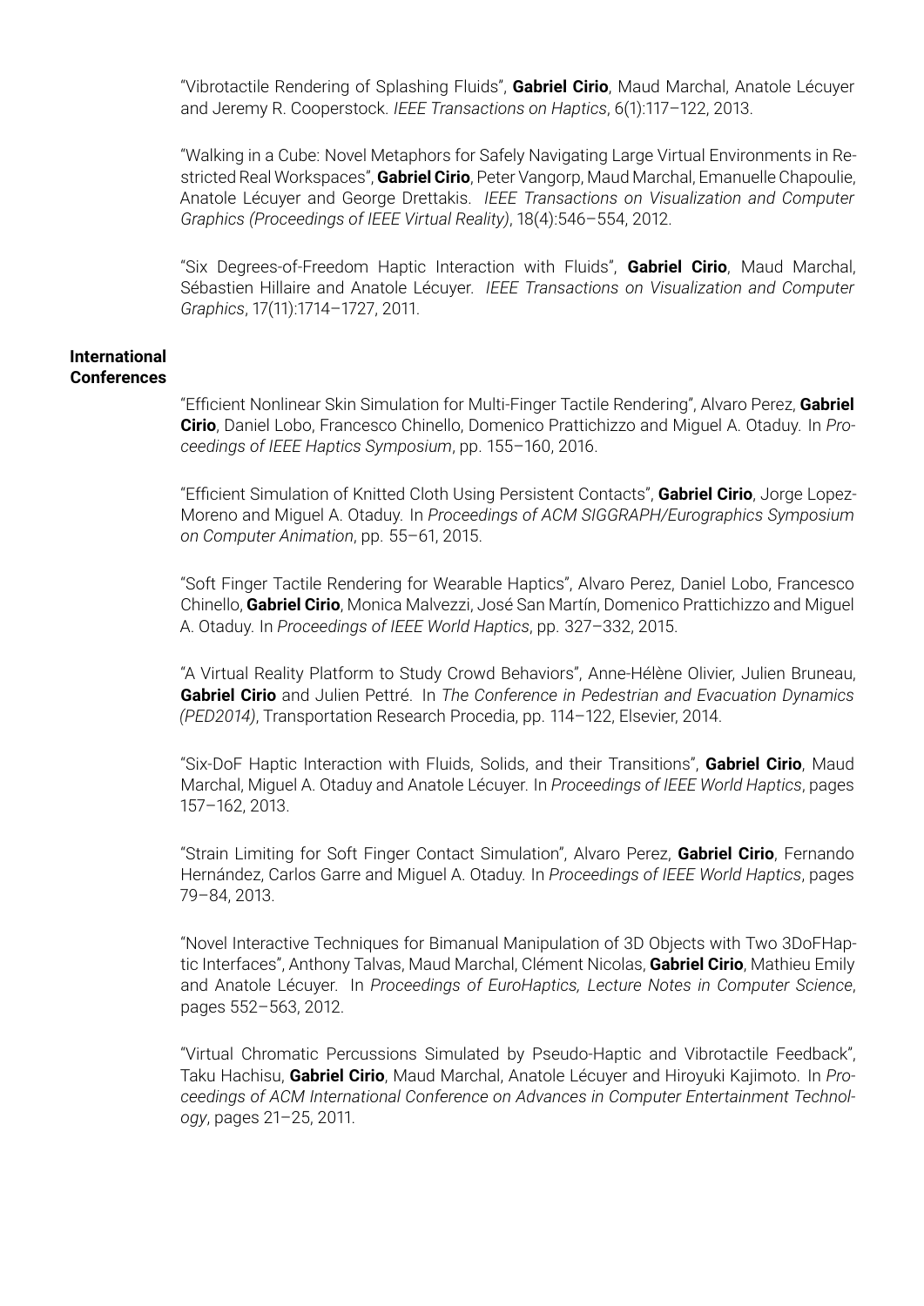"Vibrotactile Rendering of Splashing Fluids", **Gabriel Cirio**, Maud Marchal, Anatole Lécuyer and Jeremy R. Cooperstock. *IEEE Transactions on Haptics*, 6(1):117–122, 2013.

"Walking in a Cube: Novel Metaphors for Safely Navigating Large Virtual Environments in Restricted Real Workspaces", **Gabriel Cirio**, Peter Vangorp, Maud Marchal, Emanuelle Chapoulie, Anatole Lécuyer and George Drettakis. *IEEE Transactions on Visualization and Computer Graphics (Proceedings of IEEE Virtual Reality)*, 18(4):546–554, 2012.

"Six Degrees-of-Freedom Haptic Interaction with Fluids", **Gabriel Cirio**, Maud Marchal, Sébastien Hillaire and Anatole Lécuyer. *IEEE Transactions on Visualization and Computer Graphics*, 17(11):1714–1727, 2011.

## International Conferences

"Efficient Nonlinear Skin Simulation for Multi-Finger Tactile Rendering", Alvaro Perez, **Gabriel Cirio**, Daniel Lobo, Francesco Chinello, Domenico Prattichizzo and Miguel A. Otaduy. In *Proceedings of IEEE Haptics Symposium*, pp. 155–160, 2016.

"Efficient Simulation of Knitted Cloth Using Persistent Contacts", **Gabriel Cirio**, Jorge Lopez-Moreno and Miguel A. Otaduy. In *Proceedings of ACM SIGGRAPH/Eurographics Symposium on Computer Animation*, pp. 55–61, 2015.

"Soft Finger Tactile Rendering for Wearable Haptics", Alvaro Perez, Daniel Lobo, Francesco Chinello, **Gabriel Cirio**, Monica Malvezzi, José San Martín, Domenico Prattichizzo and Miguel A. Otaduy. In *Proceedings of IEEE World Haptics*, pp. 327–332, 2015.

"A Virtual Reality Platform to Study Crowd Behaviors", Anne-Hélène Olivier, Julien Bruneau, **Gabriel Cirio** and Julien Pettré. In *The Conference in Pedestrian and Evacuation Dynamics (PED2014)*, Transportation Research Procedia, pp. 114–122, Elsevier, 2014.

"Six-DoF Haptic Interaction with Fluids, Solids, and their Transitions", **Gabriel Cirio**, Maud Marchal, Miguel A. Otaduy and Anatole Lécuyer. In *Proceedings of IEEE World Haptics*, pages 157–162, 2013.

"Strain Limiting for Soft Finger Contact Simulation", Alvaro Perez, **Gabriel Cirio**, Fernando Hernández, Carlos Garre and Miguel A. Otaduy. In *Proceedings of IEEE World Haptics*, pages 79–84, 2013.

"Novel Interactive Techniques for Bimanual Manipulation of 3D Objects with Two 3DoFHaptic Interfaces", Anthony Talvas, Maud Marchal, Clément Nicolas, **Gabriel Cirio**, Mathieu Emily and Anatole Lécuyer. In *Proceedings of EuroHaptics, Lecture Notes in Computer Science*, pages 552–563, 2012.

"Virtual Chromatic Percussions Simulated by Pseudo-Haptic and Vibrotactile Feedback", Taku Hachisu, **Gabriel Cirio**, Maud Marchal, Anatole Lécuyer and Hiroyuki Kajimoto. In *Proceedings of ACM International Conference on Advances in Computer Entertainment Technology*, pages 21–25, 2011.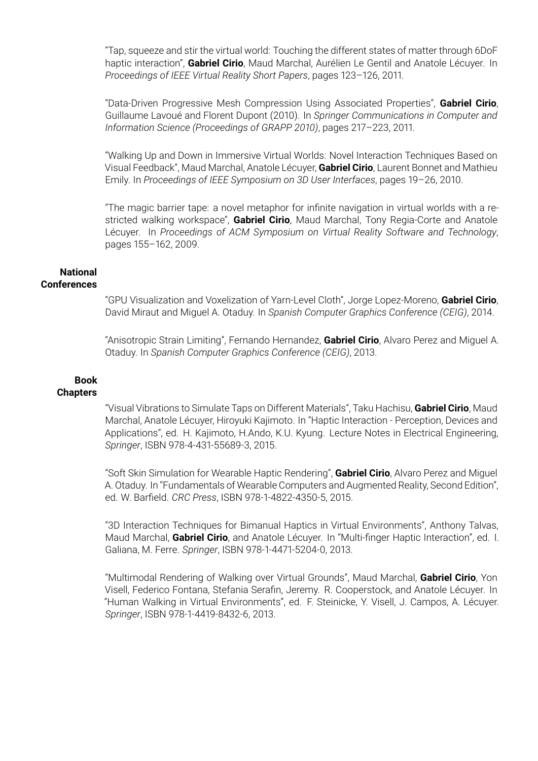"Tap, squeeze and stir the virtual world: Touching the different states of matter through 6DoF haptic interaction", **Gabriel Cirio**, Maud Marchal, Aurélien Le Gentil and Anatole Lécuyer. In *Proceedings of IEEE Virtual Reality Short Papers*, pages 123–126, 2011.

"Data-Driven Progressive Mesh Compression Using Associated Properties", **Gabriel Cirio**, Guillaume Lavoué and Florent Dupont (2010). In *Springer Communications in Computer and Information Science (Proceedings of GRAPP 2010)*, pages 217–223, 2011.

"Walking Up and Down in Immersive Virtual Worlds: Novel Interaction Techniques Based on Visual Feedback", Maud Marchal, Anatole Lécuyer, **Gabriel Cirio**, Laurent Bonnet and Mathieu Emily. In *Proceedings of IEEE Symposium on 3D User Interfaces*, pages 19–26, 2010.

"The magic barrier tape: a novel metaphor for infinite navigation in virtual worlds with a restricted walking workspace", **Gabriel Cirio**, Maud Marchal, Tony Regia-Corte and Anatole Lécuyer. In *Proceedings of ACM Symposium on Virtual Reality Software and Technology*, pages 155–162, 2009.

## National Conferences

"GPU Visualization and Voxelization of Yarn-Level Cloth", Jorge Lopez-Moreno, **Gabriel Cirio**, David Miraut and Miguel A. Otaduy. In *Spanish Computer Graphics Conference (CEIG)*, 2014.

"Anisotropic Strain Limiting", Fernando Hernandez, **Gabriel Cirio**, Alvaro Perez and Miguel A. Otaduy. In *Spanish Computer Graphics Conference (CEIG)*, 2013.

## Book Chapters

"Visual Vibrations to Simulate Taps on Different Materials", Taku Hachisu, **Gabriel Cirio**, Maud Marchal, Anatole Lécuyer, Hiroyuki Kajimoto. In "Haptic Interaction - Perception, Devices and Applications", ed. H. Kajimoto, H.Ando, K.U. Kyung. Lecture Notes in Electrical Engineering, *Springer*, ISBN 978-4-431-55689-3, 2015.

"Soft Skin Simulation for Wearable Haptic Rendering", **Gabriel Cirio**, Alvaro Perez and Miguel A. Otaduy. In "Fundamentals of Wearable Computers and Augmented Reality, Second Edition", ed. W. Barfield. *CRC Press*, ISBN 978-1-4822-4350-5, 2015.

"3D Interaction Techniques for Bimanual Haptics in Virtual Environments", Anthony Talvas, Maud Marchal, **Gabriel Cirio**, and Anatole Lécuyer. In "Multi-finger Haptic Interaction", ed. I. Galiana, M. Ferre. *Springer*, ISBN 978-1-4471-5204-0, 2013.

"Multimodal Rendering of Walking over Virtual Grounds", Maud Marchal, **Gabriel Cirio**, Yon Visell, Federico Fontana, Stefania Serafin, Jeremy. R. Cooperstock, and Anatole Lécuyer. In "Human Walking in Virtual Environments", ed. F. Steinicke, Y. Visell, J. Campos, A. Lécuyer. *Springer*, ISBN 978-1-4419-8432-6, 2013.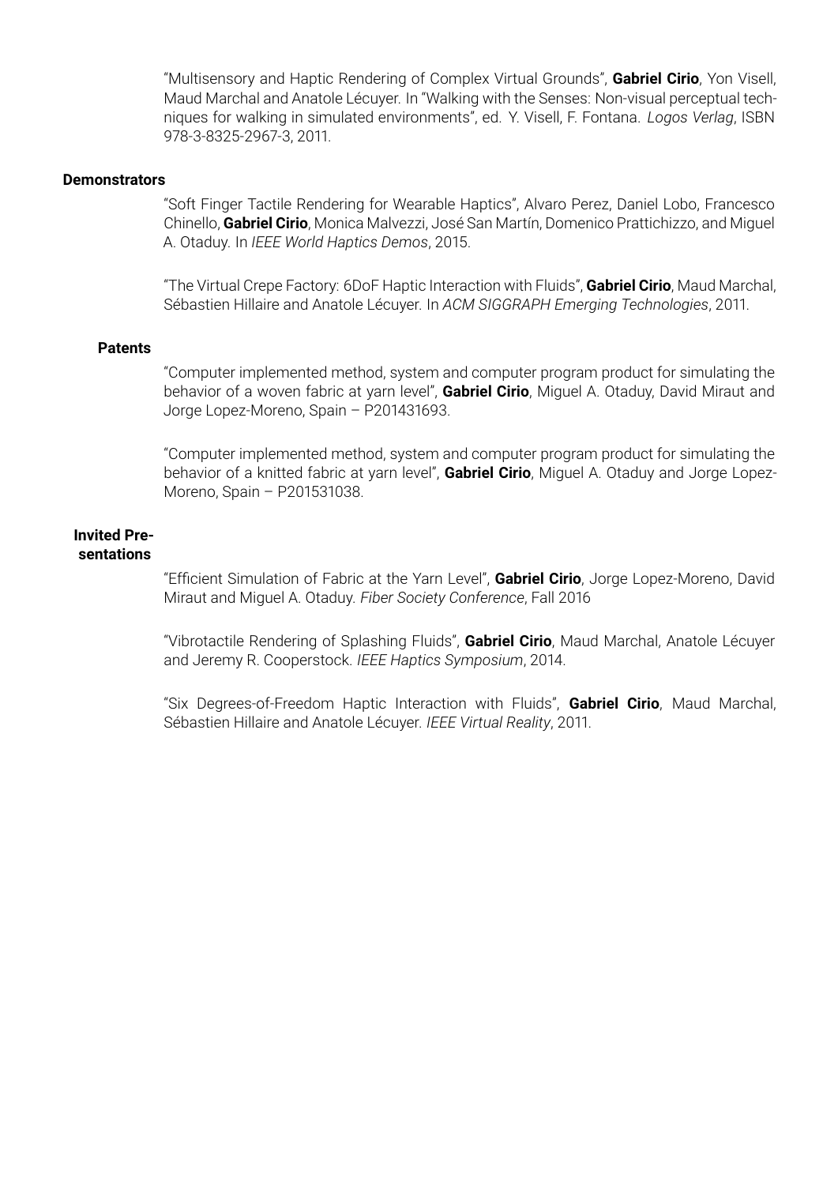"Multisensory and Haptic Rendering of Complex Virtual Grounds", **Gabriel Cirio**, Yon Visell, Maud Marchal and Anatole Lécuyer. In "Walking with the Senses: Non-visual perceptual techniques for walking in simulated environments", ed. Y. Visell, F. Fontana. *Logos Verlag*, ISBN 978-3-8325-2967-3, 2011.

### Demonstrators

"Soft Finger Tactile Rendering for Wearable Haptics", Alvaro Perez, Daniel Lobo, Francesco Chinello, **Gabriel Cirio**, Monica Malvezzi, José San Martín, Domenico Prattichizzo, and Miguel A. Otaduy. In *IEEE World Haptics Demos*, 2015.

"The Virtual Crepe Factory: 6DoF Haptic Interaction with Fluids", **Gabriel Cirio**, Maud Marchal, Sébastien Hillaire and Anatole Lécuyer. In *ACM SIGGRAPH Emerging Technologies*, 2011.

### Patents

"Computer implemented method, system and computer program product for simulating the behavior of a woven fabric at yarn level", **Gabriel Cirio**, Miguel A. Otaduy, David Miraut and Jorge Lopez-Moreno, Spain – P201431693.

"Computer implemented method, system and computer program product for simulating the behavior of a knitted fabric at yarn level", **Gabriel Cirio**, Miguel A. Otaduy and Jorge Lopez-Moreno, Spain – P201531038.

### Invited Presentations

"Efficient Simulation of Fabric at the Yarn Level", **Gabriel Cirio**, Jorge Lopez-Moreno, David Miraut and Miguel A. Otaduy. *Fiber Society Conference*, Fall 2016

"Vibrotactile Rendering of Splashing Fluids", **Gabriel Cirio**, Maud Marchal, Anatole Lécuyer and Jeremy R. Cooperstock. *IEEE Haptics Symposium*, 2014.

"Six Degrees-of-Freedom Haptic Interaction with Fluids", **Gabriel Cirio**, Maud Marchal, Sébastien Hillaire and Anatole Lécuyer. *IEEE Virtual Reality*, 2011.